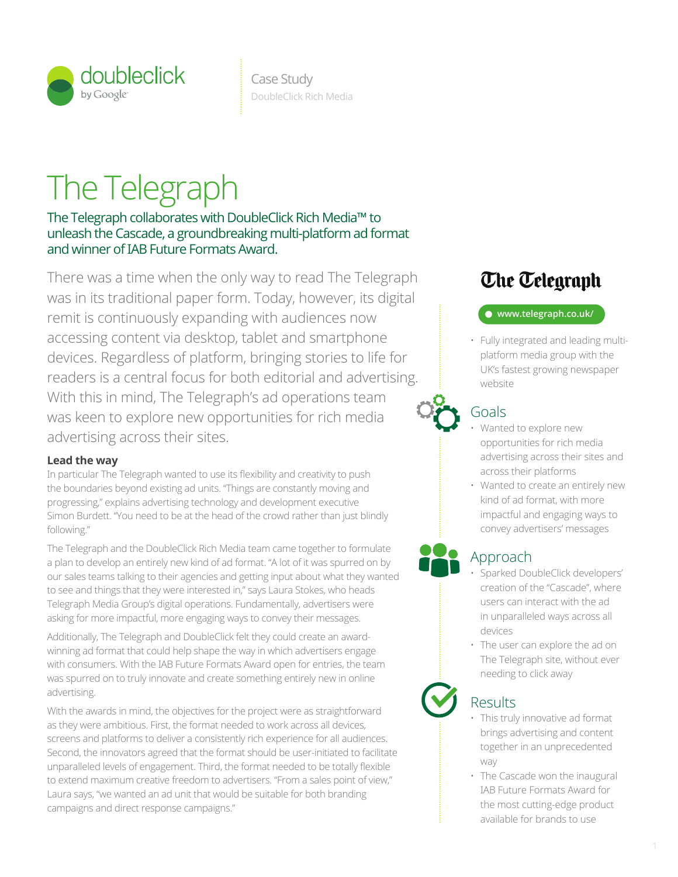doubleclick by Google

Case Study
DoubleClick Rich Media

# The Telegraph

## The Telegraph collaborates with DoubleClick Rich Media™ to unleash the Cascade, a groundbreaking multi-platform ad format and winner of IAB Future Formats Award.

There was a time when the only way to read The Telegraph was in its traditional paper form. Today, however, its digital remit is continuously expanding with audiences now accessing content via desktop, tablet and smartphone devices. Regardless of platform, bringing stories to life for readers is a central focus for both editorial and advertising. With this in mind, The Telegraph's ad operations team was keen to explore new opportunities for rich media advertising across their sites.

### Lead the way

In particular The Telegraph wanted to use its flexibility and creativity to push the boundaries beyond existing ad units. "Things are constantly moving and progressing," explains advertising technology and development executive Simon Burdett. "You need to be at the head of the crowd rather than just blindly following."

The Telegraph and the DoubleClick Rich Media team came together to formulate a plan to develop an entirely new kind of ad format. "A lot of it was spurred on by our sales teams talking to their agencies and getting input about what they wanted to see and things that they were interested in," says Laura Stokes, who heads Telegraph Media Group's digital operations. Fundamentally, advertisers were asking for more impactful, more engaging ways to convey their messages.

Additionally, The Telegraph and DoubleClick felt they could create an award-winning ad format that could help shape the way in which advertisers engage with consumers. With the IAB Future Formats Award open for entries, the team was spurred on to truly innovate and create something entirely new in online advertising.

With the awards in mind, the objectives for the project were as straightforward as they were ambitious. First, the format needed to work across all devices, screens and platforms to deliver a consistently rich experience for all audiences. Second, the innovators agreed that the format should be user-initiated to facilitate unparalleled levels of engagement. Third, the format needed to be totally flexible to extend maximum creative freedom to advertisers. "From a sales point of view," Laura says, "we wanted an ad unit that would be suitable for both branding campaigns and direct response campaigns."

---

**The Telegraph**

www.telegraph.co.uk/

- Fully integrated and leading multi-platform media group with the UK's fastest growing newspaper website

### Goals

- Wanted to explore new opportunities for rich media advertising across their sites and across their platforms
- Wanted to create an entirely new kind of ad format, with more impactful and engaging ways to convey advertisers' messages

### Approach

- Sparked DoubleClick developers' creation of the "Cascade", where users can interact with the ad in unparalleled ways across all devices
- The user can explore the ad on The Telegraph site, without ever needing to click away

### Results

- This truly innovative ad format brings advertising and content together in an unprecedented way
- The Cascade won the inaugural IAB Future Formats Award for the most cutting-edge product available for brands to use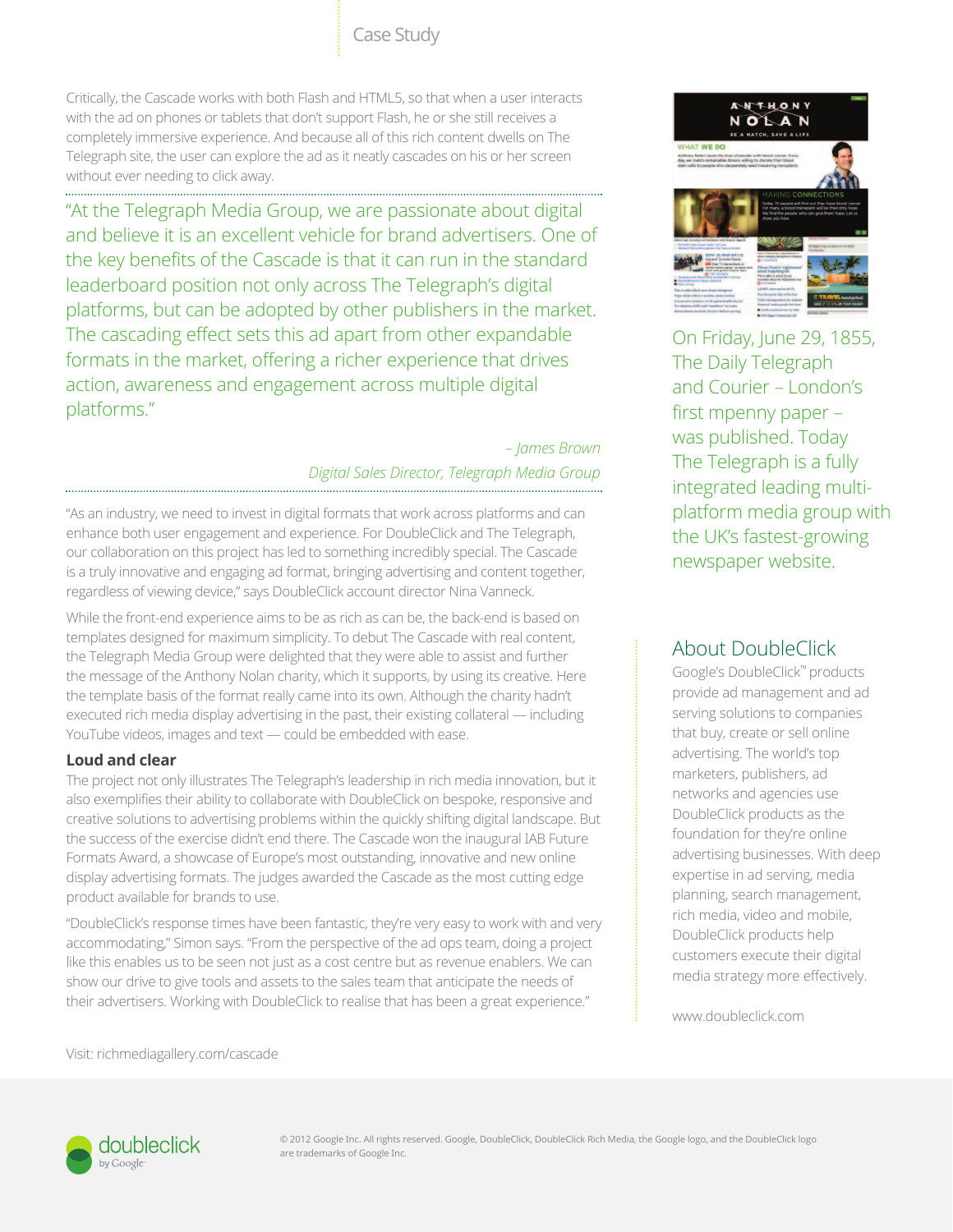Critically, the Cascade works with both Flash and HTML5, so that when a user interacts with the ad on phones or tablets that don't support Flash, he or she still receives a completely immersive experience. And because all of this rich content dwells on The Telegraph site, the user can explore the ad as it neatly cascades on his or her screen without ever needing to click away.

"At the Telegraph Media Group, we are passionate about digital and believe it is an excellent vehicle for brand advertisers. One of the key benefits of the Cascade is that it can run in the standard leaderboard position not only across The Telegraph's digital platforms, but can be adopted by other publishers in the market. The cascading effect sets this ad apart from other expandable formats in the market, offering a richer experience that drives action, awareness and engagement across multiple digital platforms."

*– James Brown*
*Digital Sales Director, Telegraph Media Group*

"As an industry, we need to invest in digital formats that work across platforms and can enhance both user engagement and experience. For DoubleClick and The Telegraph, our collaboration on this project has led to something incredibly special. The Cascade is a truly innovative and engaging ad format, bringing advertising and content together, regardless of viewing device," says DoubleClick account director Nina Vanneck.

While the front-end experience aims to be as rich as can be, the back-end is based on templates designed for maximum simplicity. To debut The Cascade with real content, the Telegraph Media Group were delighted that they were able to assist and further the message of the Anthony Nolan charity, which it supports, by using its creative. Here the template basis of the format really came into its own. Although the charity hadn't executed rich media display advertising in the past, their existing collateral — including YouTube videos, images and text — could be embedded with ease.

**Loud and clear**

The project not only illustrates The Telegraph's leadership in rich media innovation, but it also exemplifies their ability to collaborate with DoubleClick on bespoke, responsive and creative solutions to advertising problems within the quickly shifting digital landscape. But the success of the exercise didn't end there. The Cascade won the inaugural IAB Future Formats Award, a showcase of Europe's most outstanding, innovative and new online display advertising formats. The judges awarded the Cascade as the most cutting edge product available for brands to use.

"DoubleClick's response times have been fantastic, they're very easy to work with and very accommodating," Simon says. "From the perspective of the ad ops team, doing a project like this enables us to be seen not just as a cost centre but as revenue enablers. We can show our drive to give tools and assets to the sales team that anticipate the needs of their advertisers. Working with DoubleClick to realise that has been a great experience."

Visit: richmediagallery.com/cascade

On Friday, June 29, 1855, The Daily Telegraph and Courier – London's first mpenny paper – was published. Today The Telegraph is a fully integrated leading multi-platform media group with the UK's fastest-growing newspaper website.

## About DoubleClick

Google's DoubleClick™ products provide ad management and ad serving solutions to companies that buy, create or sell online advertising. The world's top marketers, publishers, ad networks and agencies use DoubleClick products as the foundation for they're online advertising businesses. With deep expertise in ad serving, media planning, search management, rich media, video and mobile, DoubleClick products help customers execute their digital media strategy more effectively.

www.doubleclick.com

© 2012 Google Inc. All rights reserved. Google, DoubleClick, DoubleClick Rich Media, the Google logo, and the DoubleClick logo are trademarks of Google Inc.